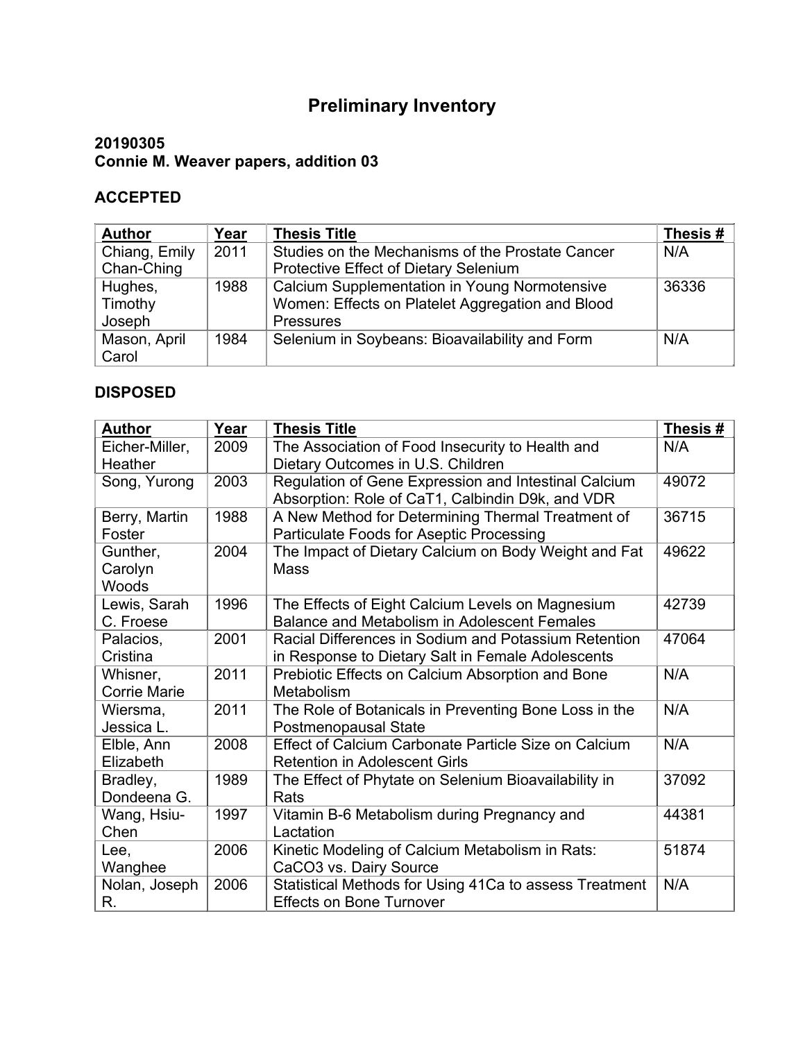# Preliminary Inventory

**20190305**
**Connie M. Weaver papers, addition 03**

## ACCEPTED

| Author | Year | Thesis Title | Thesis # |
|---|---|---|---|
| Chiang, Emily Chan-Ching | 2011 | Studies on the Mechanisms of the Prostate Cancer Protective Effect of Dietary Selenium | N/A |
| Hughes, Timothy Joseph | 1988 | Calcium Supplementation in Young Normotensive Women: Effects on Platelet Aggregation and Blood Pressures | 36336 |
| Mason, April Carol | 1984 | Selenium in Soybeans: Bioavailability and Form | N/A |

## DISPOSED

| Author | Year | Thesis Title | Thesis # |
|---|---|---|---|
| Eicher-Miller, Heather | 2009 | The Association of Food Insecurity to Health and Dietary Outcomes in U.S. Children | N/A |
| Song, Yurong | 2003 | Regulation of Gene Expression and Intestinal Calcium Absorption: Role of CaT1, Calbindin D9k, and VDR | 49072 |
| Berry, Martin Foster | 1988 | A New Method for Determining Thermal Treatment of Particulate Foods for Aseptic Processing | 36715 |
| Gunther, Carolyn Woods | 2004 | The Impact of Dietary Calcium on Body Weight and Fat Mass | 49622 |
| Lewis, Sarah C. Froese | 1996 | The Effects of Eight Calcium Levels on Magnesium Balance and Metabolism in Adolescent Females | 42739 |
| Palacios, Cristina | 2001 | Racial Differences in Sodium and Potassium Retention in Response to Dietary Salt in Female Adolescents | 47064 |
| Whisner, Corrie Marie | 2011 | Prebiotic Effects on Calcium Absorption and Bone Metabolism | N/A |
| Wiersma, Jessica L. | 2011 | The Role of Botanicals in Preventing Bone Loss in the Postmenopausal State | N/A |
| Elble, Ann Elizabeth | 2008 | Effect of Calcium Carbonate Particle Size on Calcium Retention in Adolescent Girls | N/A |
| Bradley, Dondeena G. | 1989 | The Effect of Phytate on Selenium Bioavailability in Rats | 37092 |
| Wang, Hsiu-Chen | 1997 | Vitamin B-6 Metabolism during Pregnancy and Lactation | 44381 |
| Lee, Wanghee | 2006 | Kinetic Modeling of Calcium Metabolism in Rats: $CaCO_3$ vs. Dairy Source | 51874 |
| Nolan, Joseph R. | 2006 | Statistical Methods for Using 41Ca to assess Treatment Effects on Bone Turnover | N/A |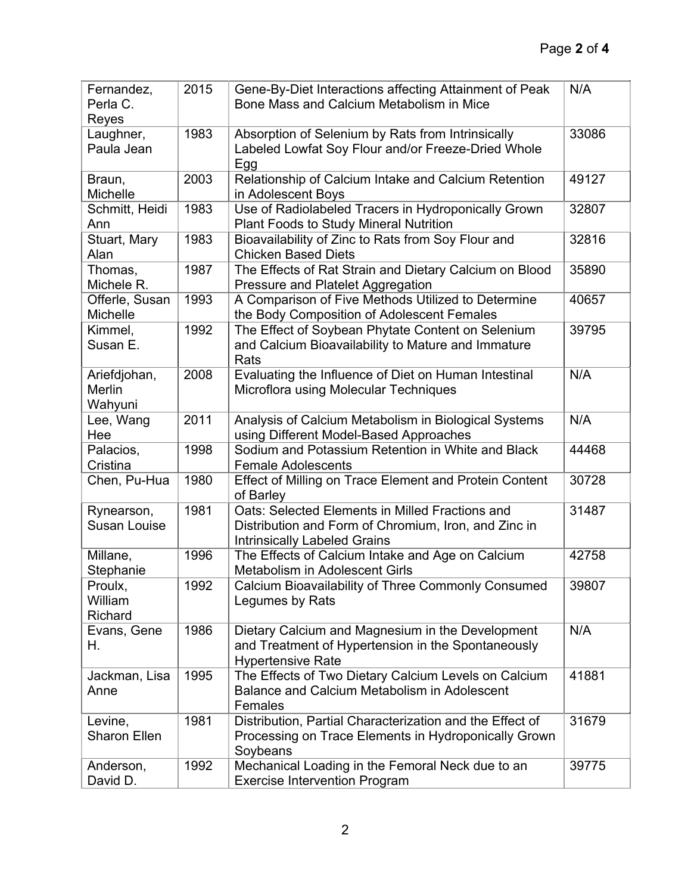| | | | |
|---|---|---|---|
| Fernandez, Perla C. Reyes | 2015 | Gene-By-Diet Interactions affecting Attainment of Peak Bone Mass and Calcium Metabolism in Mice | N/A |
| Laughner, Paula Jean | 1983 | Absorption of Selenium by Rats from Intrinsically Labeled Lowfat Soy Flour and/or Freeze-Dried Whole Egg | 33086 |
| Braun, Michelle | 2003 | Relationship of Calcium Intake and Calcium Retention in Adolescent Boys | 49127 |
| Schmitt, Heidi Ann | 1983 | Use of Radiolabeled Tracers in Hydroponically Grown Plant Foods to Study Mineral Nutrition | 32807 |
| Stuart, Mary Alan | 1983 | Bioavailability of Zinc to Rats from Soy Flour and Chicken Based Diets | 32816 |
| Thomas, Michele R. | 1987 | The Effects of Rat Strain and Dietary Calcium on Blood Pressure and Platelet Aggregation | 35890 |
| Offerle, Susan Michelle | 1993 | A Comparison of Five Methods Utilized to Determine the Body Composition of Adolescent Females | 40657 |
| Kimmel, Susan E. | 1992 | The Effect of Soybean Phytate Content on Selenium and Calcium Bioavailability to Mature and Immature Rats | 39795 |
| Ariefdjohan, Merlin Wahyuni | 2008 | Evaluating the Influence of Diet on Human Intestinal Microflora using Molecular Techniques | N/A |
| Lee, Wang Hee | 2011 | Analysis of Calcium Metabolism in Biological Systems using Different Model-Based Approaches | N/A |
| Palacios, Cristina | 1998 | Sodium and Potassium Retention in White and Black Female Adolescents | 44468 |
| Chen, Pu-Hua | 1980 | Effect of Milling on Trace Element and Protein Content of Barley | 30728 |
| Rynearson, Susan Louise | 1981 | Oats: Selected Elements in Milled Fractions and Distribution and Form of Chromium, Iron, and Zinc in Intrinsically Labeled Grains | 31487 |
| Millane, Stephanie | 1996 | The Effects of Calcium Intake and Age on Calcium Metabolism in Adolescent Girls | 42758 |
| Proulx, William Richard | 1992 | Calcium Bioavailability of Three Commonly Consumed Legumes by Rats | 39807 |
| Evans, Gene H. | 1986 | Dietary Calcium and Magnesium in the Development and Treatment of Hypertension in the Spontaneously Hypertensive Rate | N/A |
| Jackman, Lisa Anne | 1995 | The Effects of Two Dietary Calcium Levels on Calcium Balance and Calcium Metabolism in Adolescent Females | 41881 |
| Levine, Sharon Ellen | 1981 | Distribution, Partial Characterization and the Effect of Processing on Trace Elements in Hydroponically Grown Soybeans | 31679 |
| Anderson, David D. | 1992 | Mechanical Loading in the Femoral Neck due to an Exercise Intervention Program | 39775 |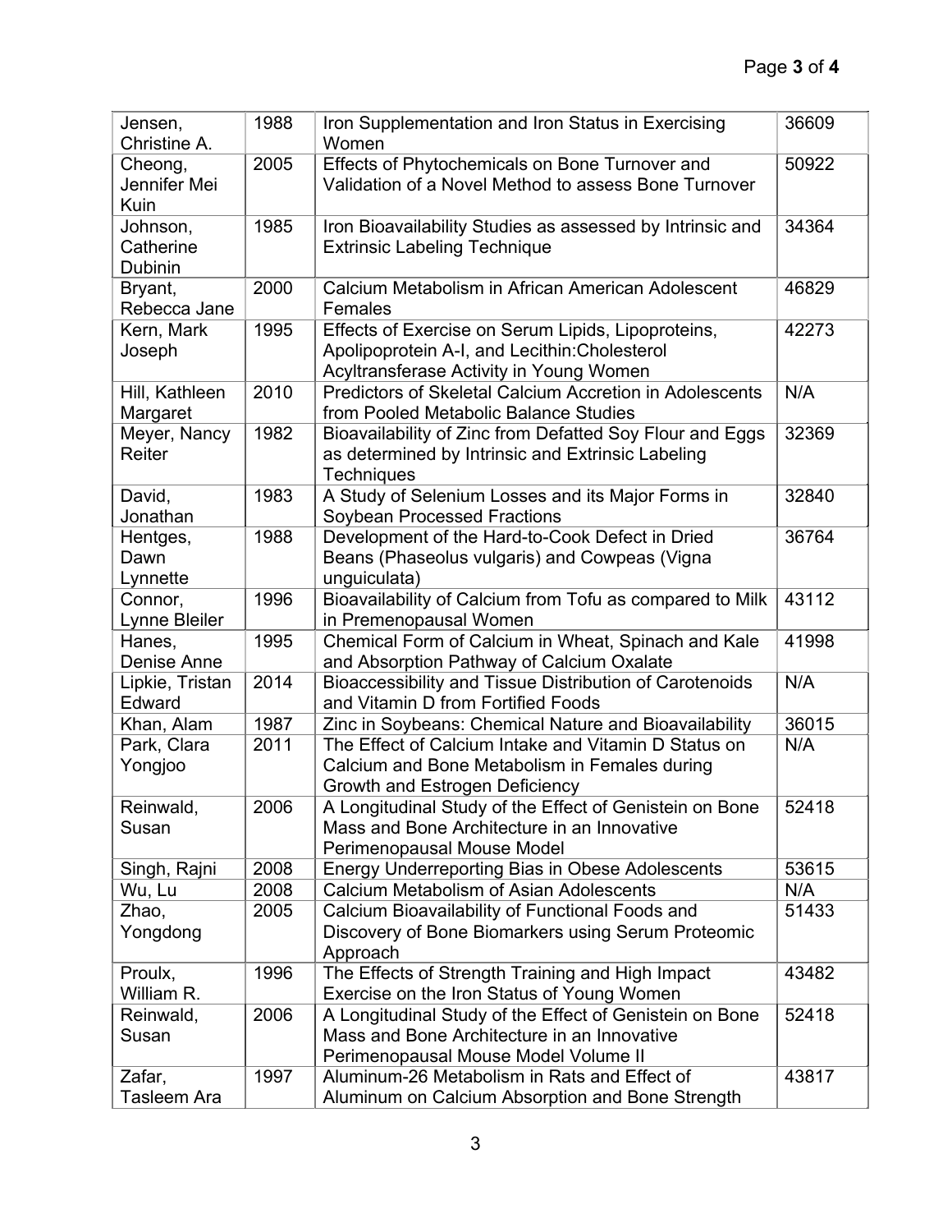| | | | |
|---|---|---|---|
| Jensen, Christine A. | 1988 | Iron Supplementation and Iron Status in Exercising Women | 36609 |
| Cheong, Jennifer Mei Kuin | 2005 | Effects of Phytochemicals on Bone Turnover and Validation of a Novel Method to assess Bone Turnover | 50922 |
| Johnson, Catherine Dubinin | 1985 | Iron Bioavailability Studies as assessed by Intrinsic and Extrinsic Labeling Technique | 34364 |
| Bryant, Rebecca Jane | 2000 | Calcium Metabolism in African American Adolescent Females | 46829 |
| Kern, Mark Joseph | 1995 | Effects of Exercise on Serum Lipids, Lipoproteins, Apolipoprotein A-I, and Lecithin:Cholesterol Acyltransferase Activity in Young Women | 42273 |
| Hill, Kathleen Margaret | 2010 | Predictors of Skeletal Calcium Accretion in Adolescents from Pooled Metabolic Balance Studies | N/A |
| Meyer, Nancy Reiter | 1982 | Bioavailability of Zinc from Defatted Soy Flour and Eggs as determined by Intrinsic and Extrinsic Labeling Techniques | 32369 |
| David, Jonathan | 1983 | A Study of Selenium Losses and its Major Forms in Soybean Processed Fractions | 32840 |
| Hentges, Dawn Lynnette | 1988 | Development of the Hard-to-Cook Defect in Dried Beans (Phaseolus vulgaris) and Cowpeas (Vigna unguiculata) | 36764 |
| Connor, Lynne Bleiler | 1996 | Bioavailability of Calcium from Tofu as compared to Milk in Premenopausal Women | 43112 |
| Hanes, Denise Anne | 1995 | Chemical Form of Calcium in Wheat, Spinach and Kale and Absorption Pathway of Calcium Oxalate | 41998 |
| Lipkie, Tristan Edward | 2014 | Bioaccessibility and Tissue Distribution of Carotenoids and Vitamin D from Fortified Foods | N/A |
| Khan, Alam | 1987 | Zinc in Soybeans: Chemical Nature and Bioavailability | 36015 |
| Park, Clara Yongjoo | 2011 | The Effect of Calcium Intake and Vitamin D Status on Calcium and Bone Metabolism in Females during Growth and Estrogen Deficiency | N/A |
| Reinwald, Susan | 2006 | A Longitudinal Study of the Effect of Genistein on Bone Mass and Bone Architecture in an Innovative Perimenopausal Mouse Model | 52418 |
| Singh, Rajni | 2008 | Energy Underreporting Bias in Obese Adolescents | 53615 |
| Wu, Lu | 2008 | Calcium Metabolism of Asian Adolescents | N/A |
| Zhao, Yongdong | 2005 | Calcium Bioavailability of Functional Foods and Discovery of Bone Biomarkers using Serum Proteomic Approach | 51433 |
| Proulx, William R. | 1996 | The Effects of Strength Training and High Impact Exercise on the Iron Status of Young Women | 43482 |
| Reinwald, Susan | 2006 | A Longitudinal Study of the Effect of Genistein on Bone Mass and Bone Architecture in an Innovative Perimenopausal Mouse Model Volume II | 52418 |
| Zafar, Tasleem Ara | 1997 | Aluminum-26 Metabolism in Rats and Effect of Aluminum on Calcium Absorption and Bone Strength | 43817 |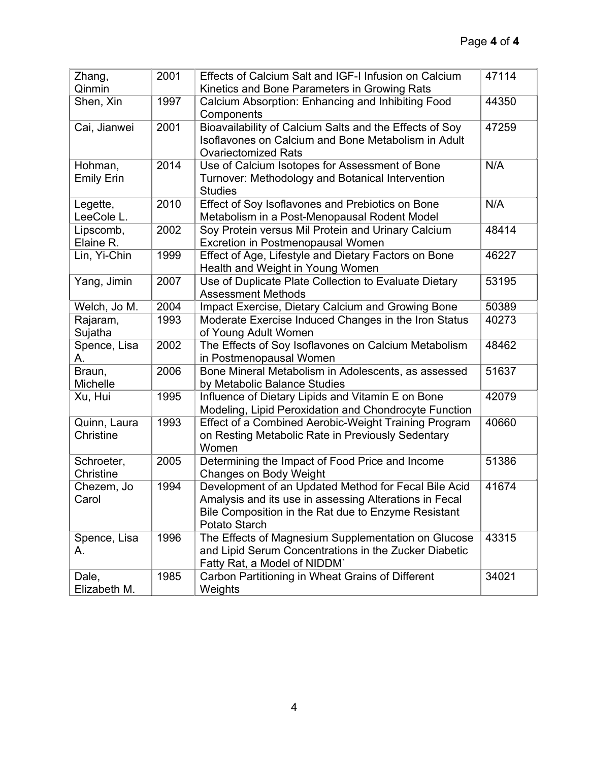| | | | |
|---|---|---|---|
| Zhang, Qinmin | 2001 | Effects of Calcium Salt and IGF-I Infusion on Calcium Kinetics and Bone Parameters in Growing Rats | 47114 |
| Shen, Xin | 1997 | Calcium Absorption: Enhancing and Inhibiting Food Components | 44350 |
| Cai, Jianwei | 2001 | Bioavailability of Calcium Salts and the Effects of Soy Isoflavones on Calcium and Bone Metabolism in Adult Ovariectomized Rats | 47259 |
| Hohman, Emily Erin | 2014 | Use of Calcium Isotopes for Assessment of Bone Turnover: Methodology and Botanical Intervention Studies | N/A |
| Legette, LeeCole L. | 2010 | Effect of Soy Isoflavones and Prebiotics on Bone Metabolism in a Post-Menopausal Rodent Model | N/A |
| Lipscomb, Elaine R. | 2002 | Soy Protein versus Mil Protein and Urinary Calcium Excretion in Postmenopausal Women | 48414 |
| Lin, Yi-Chin | 1999 | Effect of Age, Lifestyle and Dietary Factors on Bone Health and Weight in Young Women | 46227 |
| Yang, Jimin | 2007 | Use of Duplicate Plate Collection to Evaluate Dietary Assessment Methods | 53195 |
| Welch, Jo M. | 2004 | Impact Exercise, Dietary Calcium and Growing Bone | 50389 |
| Rajaram, Sujatha | 1993 | Moderate Exercise Induced Changes in the Iron Status of Young Adult Women | 40273 |
| Spence, Lisa A. | 2002 | The Effects of Soy Isoflavones on Calcium Metabolism in Postmenopausal Women | 48462 |
| Braun, Michelle | 2006 | Bone Mineral Metabolism in Adolescents, as assessed by Metabolic Balance Studies | 51637 |
| Xu, Hui | 1995 | Influence of Dietary Lipids and Vitamin E on Bone Modeling, Lipid Peroxidation and Chondrocyte Function | 42079 |
| Quinn, Laura Christine | 1993 | Effect of a Combined Aerobic-Weight Training Program on Resting Metabolic Rate in Previously Sedentary Women | 40660 |
| Schroeter, Christine | 2005 | Determining the Impact of Food Price and Income Changes on Body Weight | 51386 |
| Chezem, Jo Carol | 1994 | Development of an Updated Method for Fecal Bile Acid Analysis and its use in assessing Alterations in Fecal Bile Composition in the Rat due to Enzyme Resistant Potato Starch | 41674 |
| Spence, Lisa A. | 1996 | The Effects of Magnesium Supplementation on Glucose and Lipid Serum Concentrations in the Zucker Diabetic Fatty Rat, a Model of NIDDM` | 43315 |
| Dale, Elizabeth M. | 1985 | Carbon Partitioning in Wheat Grains of Different Weights | 34021 |